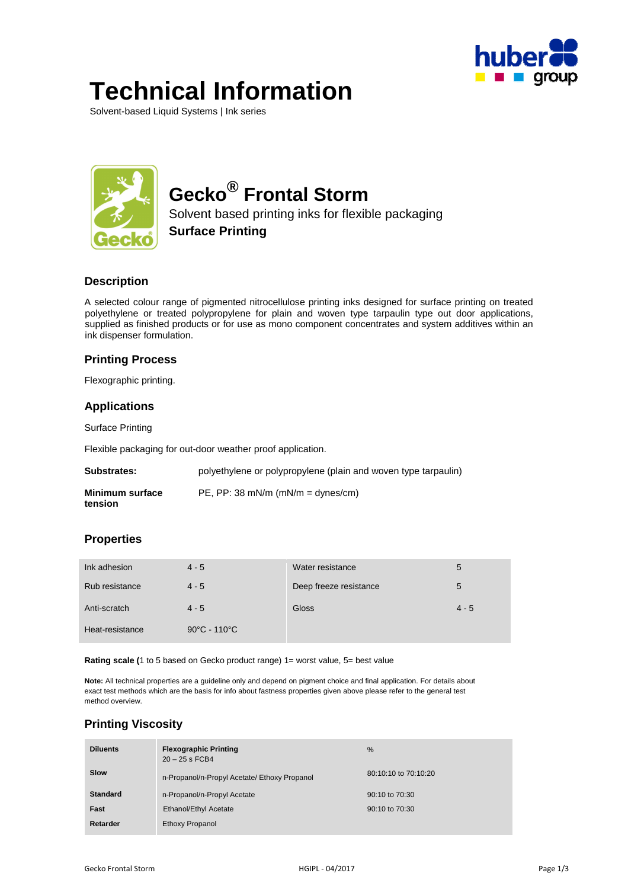# Technical Information

Solvent-based Liquid Systems | Ink series

## Gecko® Frontal Storm

Solvent based printing inks for flexible packaging

**Surface Printing**

### Description

A selected colour range of pigmented nitrocellulose printing inks designed for surface printing on treated polyethylene or treated polypropylene for plain and woven type tarpaulin type out door applications, supplied as finished products or for use as mono component concentrates and system additives within an ink dispenser formulation.

### Printing Process

Flexographic printing.

### Applications

Surface Printing

Flexible packaging for out-door weather proof application.

| | |
|---|---|
| **Substrates:** | polyethylene or polypropylene (plain and woven type tarpaulin) |
| **Minimum surface tension** | PE, PP: 38 mN/m (mN/m = dynes/cm) |

### Properties

| | | | |
|---|---|---|---|
| Ink adhesion | 4 - 5 | Water resistance | 5 |
| Rub resistance | 4 - 5 | Deep freeze resistance | 5 |
| Anti-scratch | 4 - 5 | Gloss | 4 - 5 |
| Heat-resistance | 90°C - 110°C | | |

**Rating scale (**1 to 5 based on Gecko product range) 1= worst value, 5= best value

**Note:** All technical properties are a guideline only and depend on pigment choice and final application. For details about exact test methods which are the basis for info about fastness properties given above please refer to the general test method overview.

### Printing Viscosity

| **Diluents** | **Flexographic Printing** 20 – 25 s FCB4 | % |
|---|---|---|
| **Slow** | n-Propanol/n-Propyl Acetate/ Ethoxy Propanol | 80:10:10 to 70:10:20 |
| **Standard** | n-Propanol/n-Propyl Acetate | 90:10 to 70:30 |
| **Fast** | Ethanol/Ethyl Acetate | 90:10 to 70:30 |
| **Retarder** | Ethoxy Propanol | |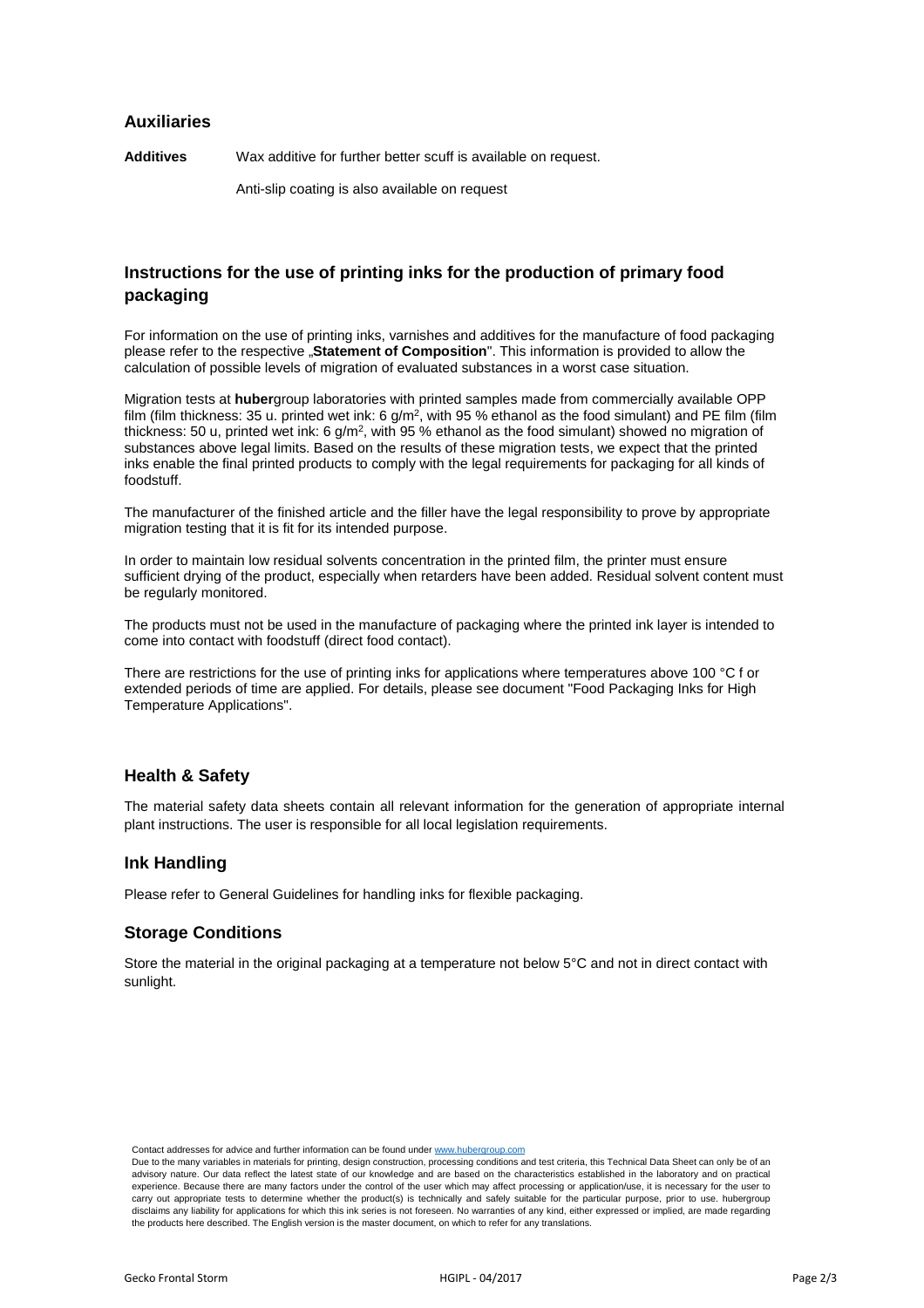## Auxiliaries

**Additives** Wax additive for further better scuff is available on request.

Anti-slip coating is also available on request

## Instructions for the use of printing inks for the production of primary food packaging

For information on the use of printing inks, varnishes and additives for the manufacture of food packaging please refer to the respective „**Statement of Composition**". This information is provided to allow the calculation of possible levels of migration of evaluated substances in a worst case situation.

Migration tests at **huber**group laboratories with printed samples made from commercially available OPP film (film thickness: 35 u. printed wet ink: 6 g/m$^2$, with 95 % ethanol as the food simulant) and PE film (film thickness: 50 u, printed wet ink: 6 g/m$^2$, with 95 % ethanol as the food simulant) showed no migration of substances above legal limits. Based on the results of these migration tests, we expect that the printed inks enable the final printed products to comply with the legal requirements for packaging for all kinds of foodstuff.

The manufacturer of the finished article and the filler have the legal responsibility to prove by appropriate migration testing that it is fit for its intended purpose.

In order to maintain low residual solvents concentration in the printed film, the printer must ensure sufficient drying of the product, especially when retarders have been added. Residual solvent content must be regularly monitored.

The products must not be used in the manufacture of packaging where the printed ink layer is intended to come into contact with foodstuff (direct food contact).

There are restrictions for the use of printing inks for applications where temperatures above 100 °C f or extended periods of time are applied. For details, please see document "Food Packaging Inks for High Temperature Applications".

## Health & Safety

The material safety data sheets contain all relevant information for the generation of appropriate internal plant instructions. The user is responsible for all local legislation requirements.

## Ink Handling

Please refer to General Guidelines for handling inks for flexible packaging.

## Storage Conditions

Store the material in the original packaging at a temperature not below 5°C and not in direct contact with sunlight.

Contact addresses for advice and further information can be found under www.hubergroup.com

Due to the many variables in materials for printing, design construction, processing conditions and test criteria, this Technical Data Sheet can only be of an advisory nature. Our data reflect the latest state of our knowledge and are based on the characteristics established in the laboratory and on practical experience. Because there are many factors under the control of the user which may affect processing or application/use, it is necessary for the user to carry out appropriate tests to determine whether the product(s) is technically and safely suitable for the particular purpose, prior to use. hubergroup disclaims any liability for applications for which this ink series is not foreseen. No warranties of any kind, either expressed or implied, are made regarding the products here described. The English version is the master document, on which to refer for any translations.